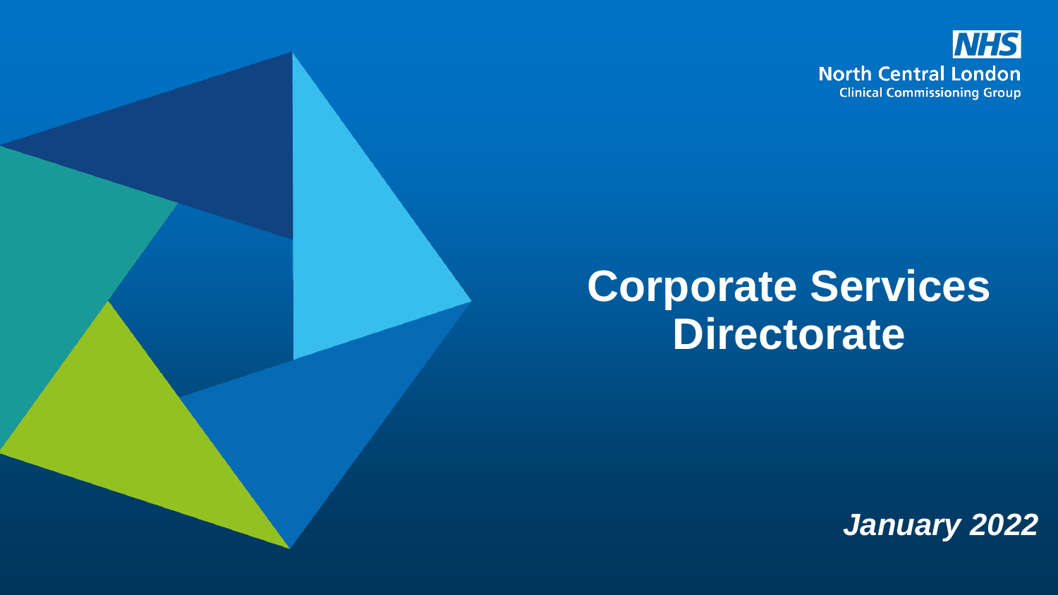NHS
North Central London
Clinical Commissioning Group

# Corporate Services Directorate

***January 2022***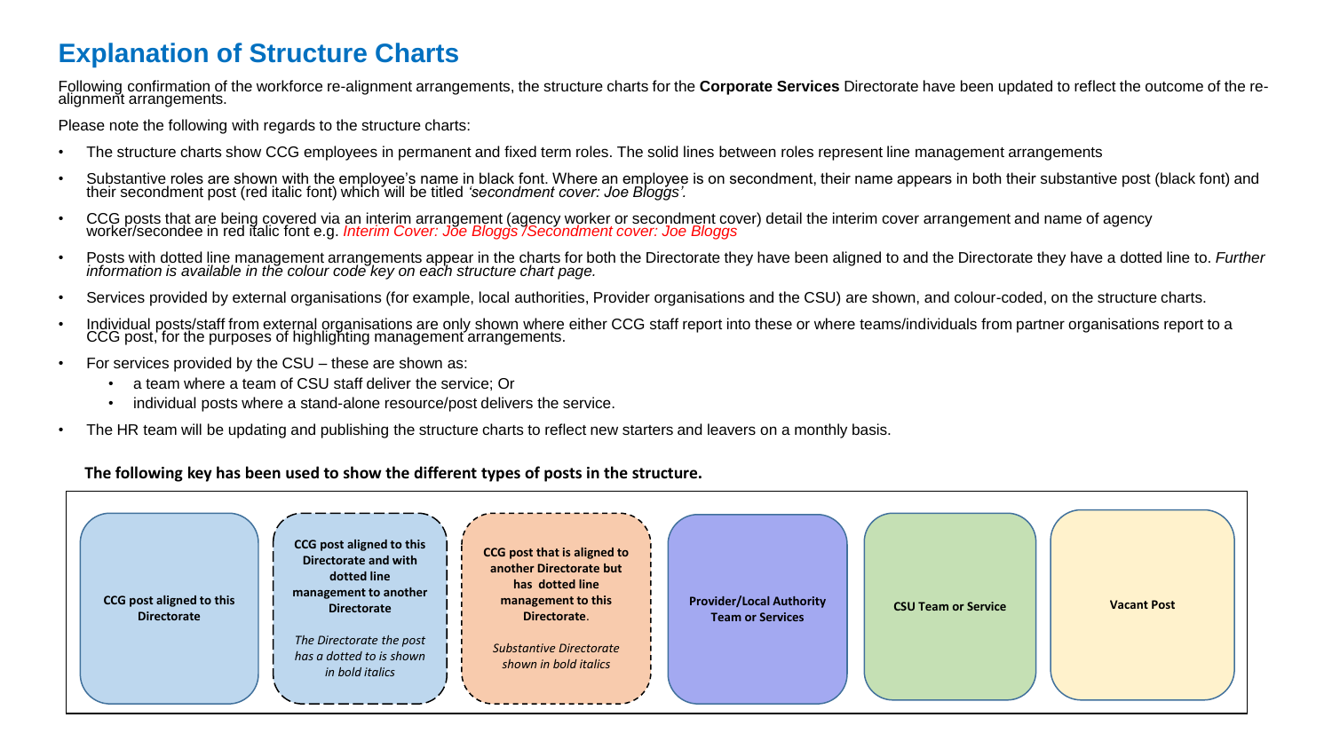# Explanation of Structure Charts

Following confirmation of the workforce re-alignment arrangements, the structure charts for the **Corporate Services** Directorate have been updated to reflect the outcome of the re-alignment arrangements.

Please note the following with regards to the structure charts:

- The structure charts show CCG employees in permanent and fixed term roles. The solid lines between roles represent line management arrangements
- Substantive roles are shown with the employee's name in black font. Where an employee is on secondment, their name appears in both their substantive post (black font) and their secondment post (red italic font) which will be titled *'secondment cover: Joe Bloggs'.*
- CCG posts that are being covered via an interim arrangement (agency worker or secondment cover) detail the interim cover arrangement and name of agency worker/secondee in red italic font e.g. *Interim Cover: Joe Bloggs /Secondment cover: Joe Bloggs*
- Posts with dotted line management arrangements appear in the charts for both the Directorate they have been aligned to and the Directorate they have a dotted line to. *Further information is available in the colour code key on each structure chart page.*
- Services provided by external organisations (for example, local authorities, Provider organisations and the CSU) are shown, and colour-coded, on the structure charts.
- Individual posts/staff from external organisations are only shown where either CCG staff report into these or where teams/individuals from partner organisations report to a CCG post, for the purposes of highlighting management arrangements.
- For services provided by the CSU – these are shown as:
  - a team where a team of CSU staff deliver the service; Or
  - individual posts where a stand-alone resource/post delivers the service.
- The HR team will be updating and publishing the structure charts to reflect new starters and leavers on a monthly basis.

**The following key has been used to show the different types of posts in the structure.**

| Key |
| --- |
| **CCG post aligned to this Directorate** |
| **CCG post aligned to this Directorate and with dotted line management to another Directorate** *The Directorate the post has a dotted to is shown in bold italics* |
| **CCG post that is aligned to another Directorate but has dotted line management to this Directorate.** *Substantive Directorate shown in bold italics* |
| **Provider/Local Authority Team or Services** |
| **CSU Team or Service** |
| **Vacant Post** |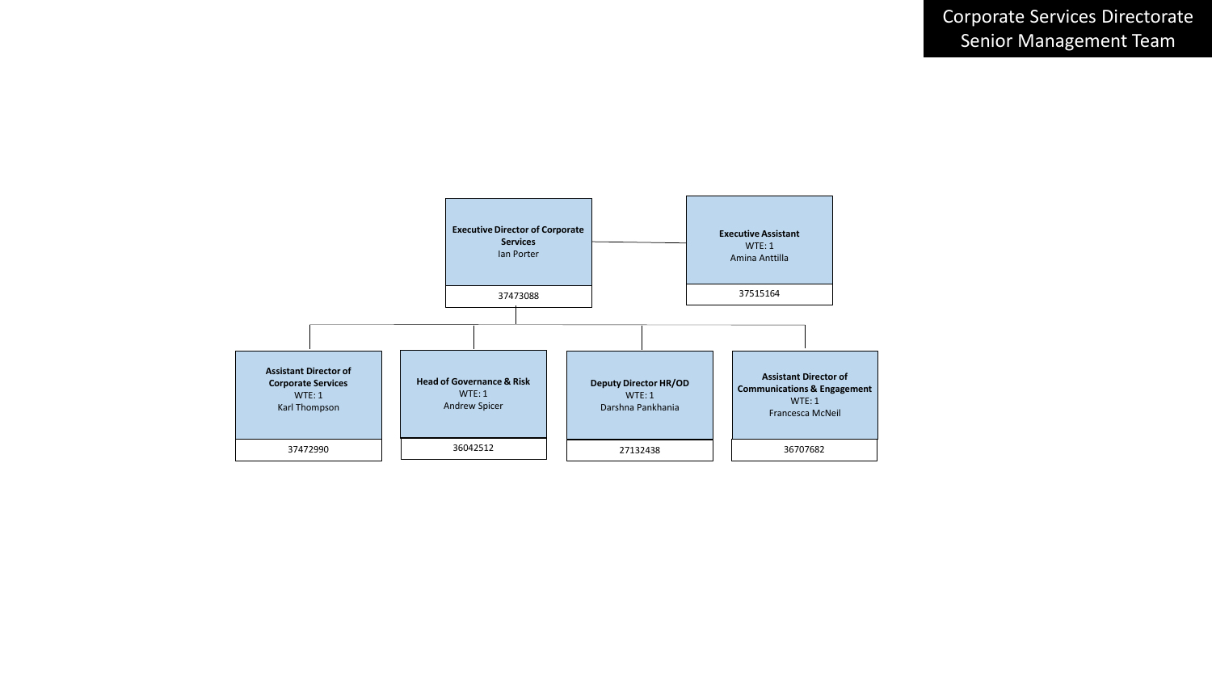# Corporate Services Directorate Senior Management Team

**Executive Director of Corporate Services**
Ian Porter
37473088

**Executive Assistant**
WTE: 1
Amina Anttilla
37515164

**Assistant Director of Corporate Services**
WTE: 1
Karl Thompson
37472990

**Head of Governance & Risk**
WTE: 1
Andrew Spicer
36042512

**Deputy Director HR/OD**
WTE: 1
Darshna Pankhania
27132438

**Assistant Director of Communications & Engagement**
WTE: 1
Francesca McNeil
36707682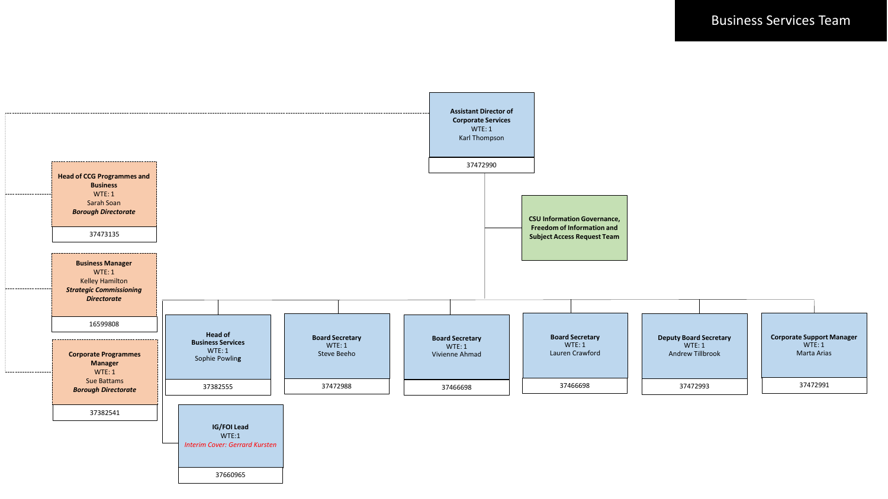# Business Services Team

**Assistant Director of Corporate Services**
WTE: 1
Karl Thompson
37472990

**CSU Information Governance, Freedom of Information and Subject Access Request Team**

**Head of CCG Programmes and Business**
WTE: 1
Sarah Soan
***Borough Directorate***
37473135

**Business Manager**
WTE: 1
Kelley Hamilton
***Strategic Commissioning Directorate***
16599808

**Corporate Programmes Manager**
WTE: 1
Sue Battams
***Borough Directorate***
37382541

**Head of Business Services**
WTE: 1
Sophie Powling
37382555

**Board Secretary**
WTE: 1
Steve Beeho
37472988

**Board Secretary**
WTE: 1
Vivienne Ahmad
37466698

**Board Secretary**
WTE: 1
Lauren Crawford
37466698

**Deputy Board Secretary**
WTE: 1
Andrew Tillbrook
37472993

**Corporate Support Manager**
WTE: 1
Marta Arias
37472991

**IG/FOI Lead**
WTE:1
*Interim Cover: Gerrard Kursten*
37660965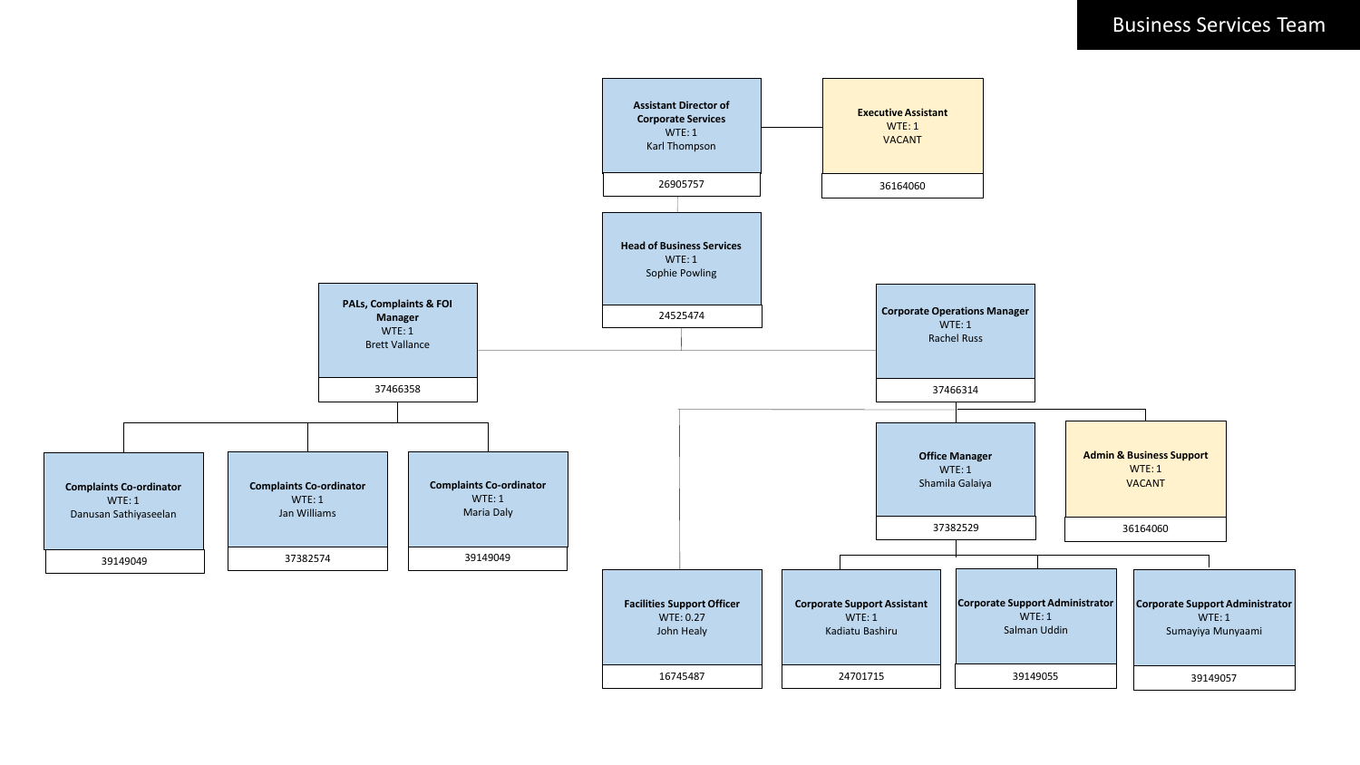# Business Services Team

**Assistant Director of Corporate Services**
WTE: 1
Karl Thompson
26905757

- **Executive Assistant**
  WTE: 1
  VACANT
  36164060

**Head of Business Services**
WTE: 1
Sophie Powling
24525474

**PALs, Complaints & FOI Manager**
WTE: 1
Brett Vallance
37466358

- **Complaints Co-ordinator**
  WTE: 1
  Danusan Sathiyaseelan
  39149049
- **Complaints Co-ordinator**
  WTE: 1
  Jan Williams
  37382574
- **Complaints Co-ordinator**
  WTE: 1
  Maria Daly
  39149049

**Corporate Operations Manager**
WTE: 1
Rachel Russ
37466314

- **Facilities Support Officer**
  WTE: 0.27
  John Healy
  16745487
- **Office Manager**
  WTE: 1
  Shamila Galaiya
  37382529
  - **Corporate Support Assistant**
    WTE: 1
    Kadiatu Bashiru
    24701715
  - **Corporate Support Administrator**
    WTE: 1
    Salman Uddin
    39149055
  - **Corporate Support Administrator**
    WTE: 1
    Sumayiya Munyaami
    39149057
- **Admin & Business Support**
  WTE: 1
  VACANT
  36164060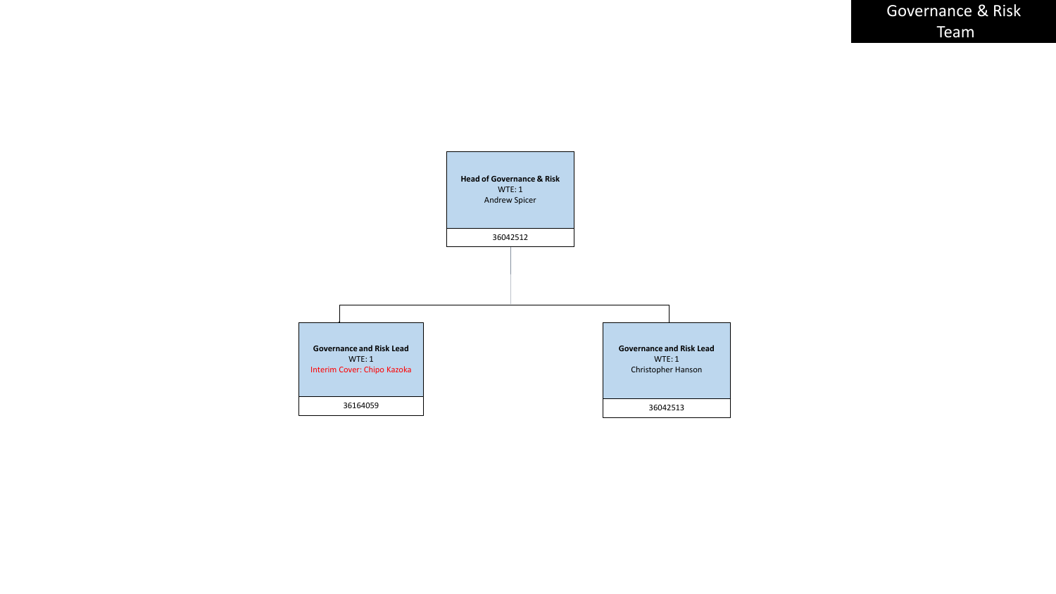# Governance & Risk Team

**Head of Governance & Risk**
WTE: 1
Andrew Spicer
36042512

- **Governance and Risk Lead**
  WTE: 1
  Interim Cover: Chipo Kazoka
  36164059

- **Governance and Risk Lead**
  WTE: 1
  Christopher Hanson
  36042513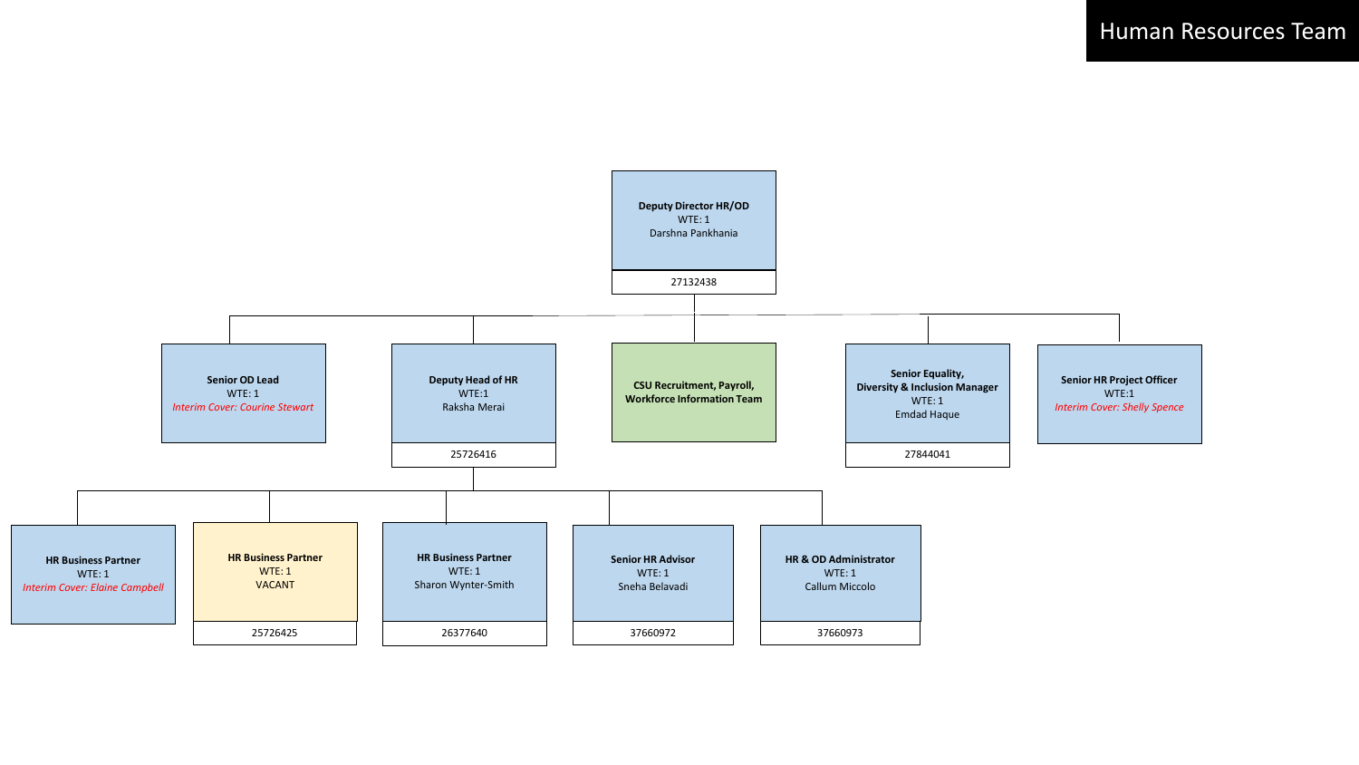# Human Resources Team

- **Deputy Director HR/OD**
  WTE: 1
  Darshna Pankhania
  27132438
  - **Senior OD Lead**
    WTE: 1
    *Interim Cover: Courine Stewart*
  - **Deputy Head of HR**
    WTE:1
    Raksha Merai
    25726416
    - **HR Business Partner**
      WTE: 1
      *Interim Cover: Elaine Campbell*
    - **HR Business Partner**
      WTE: 1
      VACANT
      25726425
    - **HR Business Partner**
      WTE: 1
      Sharon Wynter-Smith
      26377640
    - **Senior HR Advisor**
      WTE: 1
      Sneha Belavadi
      37660972
    - **HR & OD Administrator**
      WTE: 1
      Callum Miccolo
      37660973
  - **CSU Recruitment, Payroll, Workforce Information Team**
  - **Senior Equality, Diversity & Inclusion Manager**
    WTE: 1
    Emdad Haque
    27844041
  - **Senior HR Project Officer**
    WTE:1
    *Interim Cover: Shelly Spence*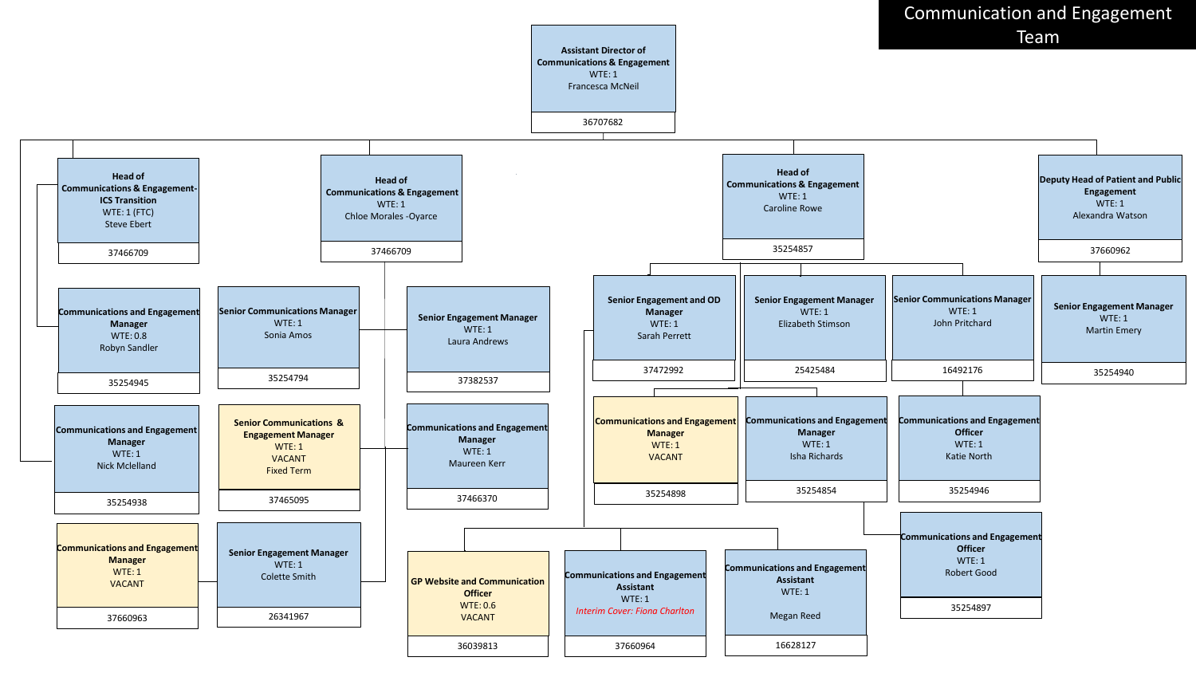# Communication and Engagement Team

**Assistant Director of Communications & Engagement**
WTE: 1
Francesca McNeil
36707682

**Head of Communications & Engagement- ICS Transition**
WTE: 1 (FTC)
Steve Ebert
37466709

**Communications and Engagement Manager**
WTE: 0.8
Robyn Sandler
35254945

**Communications and Engagement Manager**
WTE: 1
Nick Mclelland
35254938

**Communications and Engagement Manager**
WTE: 1
VACANT
37660963

**Head of Communications & Engagement**
WTE: 1
Chloe Morales -Oyarce
37466709

**Senior Communications Manager**
WTE: 1
Sonia Amos
35254794

**Senior Engagement Manager**
WTE: 1
Laura Andrews
37382537

**Senior Communications & Engagement Manager**
WTE: 1
VACANT
Fixed Term
37465095

**Communications and Engagement Manager**
WTE: 1
Maureen Kerr
37466370

**Senior Engagement Manager**
WTE: 1
Colette Smith
26341967

**Head of Communications & Engagement**
WTE: 1
Caroline Rowe
35254857

**Senior Engagement and OD Manager**
WTE: 1
Sarah Perrett
37472992

**Senior Engagement Manager**
WTE: 1
Elizabeth Stimson
25425484

**Senior Communications Manager**
WTE: 1
John Pritchard
16492176

**Communications and Engagement Manager**
WTE: 1
VACANT
35254898

**Communications and Engagement Manager**
WTE: 1
Isha Richards
35254854

**Communications and Engagement Officer**
WTE: 1
Katie North
35254946

**Communications and Engagement Officer**
WTE: 1
Robert Good
35254897

**GP Website and Communication Officer**
WTE: 0.6
VACANT
36039813

**Communications and Engagement Assistant**
WTE: 1
*Interim Cover: Fiona Charlton*
37660964

**Communications and Engagement Assistant**
WTE: 1
Megan Reed
16628127

**Deputy Head of Patient and Public Engagement**
WTE: 1
Alexandra Watson
37660962

**Senior Engagement Manager**
WTE: 1
Martin Emery
35254940